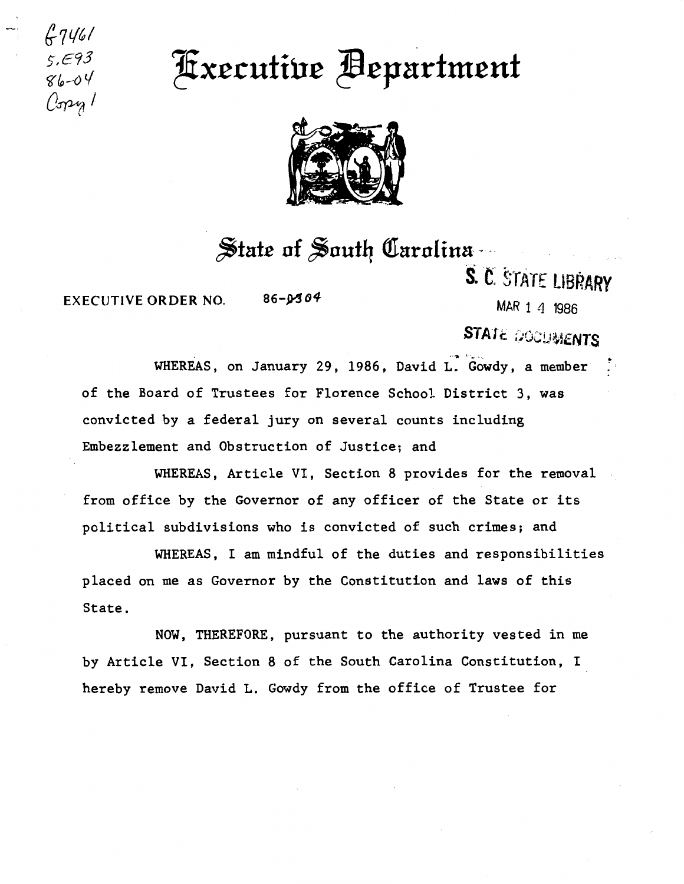G7461
5.E93
86-04
Copy 1

# Executive Department

## State of South Carolina

S. C. STATE LIBRARY
MAR 1 4 1986
STATE DOCUMENTS

EXECUTIVE ORDER NO. 86-0304

WHEREAS, on January 29, 1986, David L. Gowdy, a member of the Board of Trustees for Florence School District 3, was convicted by a federal jury on several counts including Embezzlement and Obstruction of Justice; and

WHEREAS, Article VI, Section 8 provides for the removal from office by the Governor of any officer of the State or its political subdivisions who is convicted of such crimes; and

WHEREAS, I am mindful of the duties and responsibilities placed on me as Governor by the Constitution and laws of this State.

NOW, THEREFORE, pursuant to the authority vested in me by Article VI, Section 8 of the South Carolina Constitution, I hereby remove David L. Gowdy from the office of Trustee for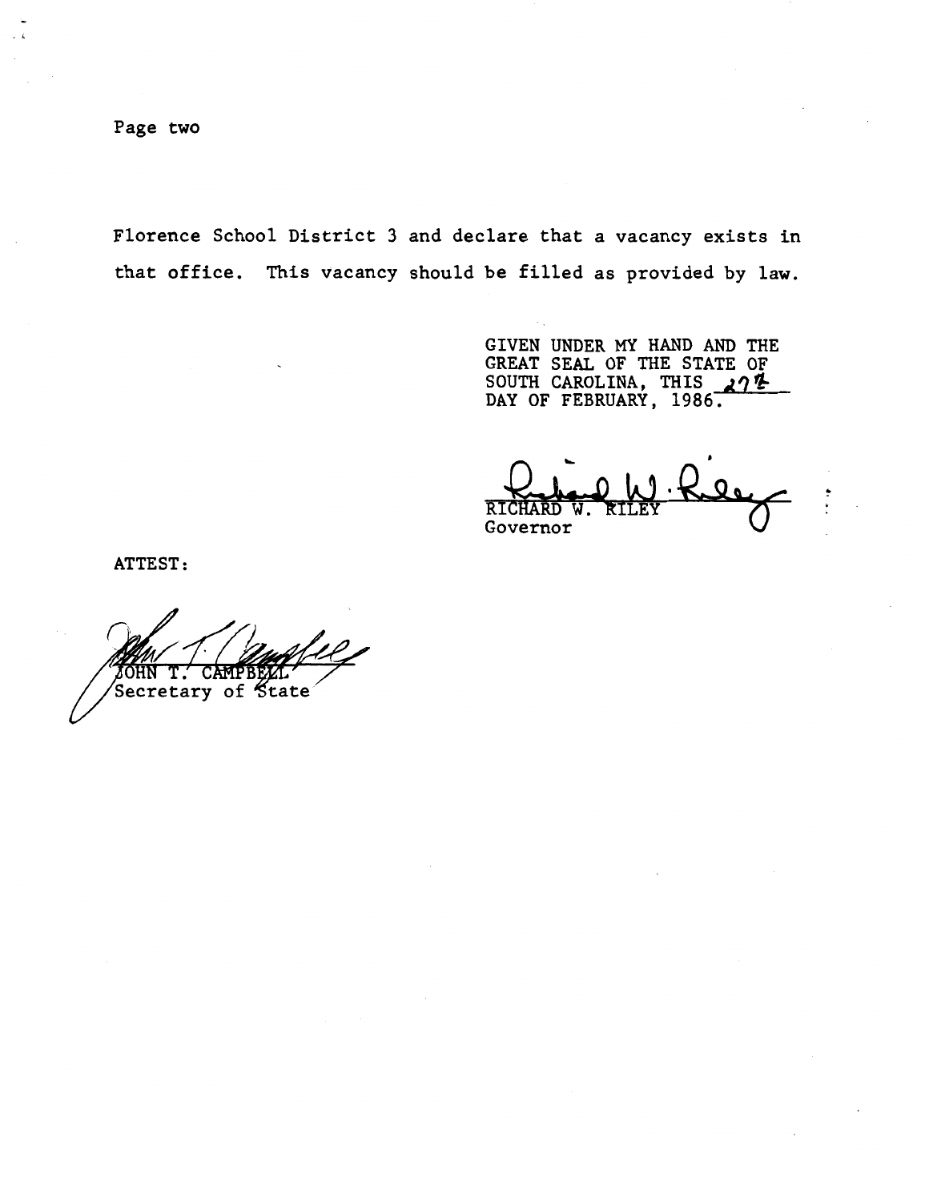Page two

Florence School District 3 and declare that a vacancy exists in that office. This vacancy should be filled as provided by law.

GIVEN UNDER MY HAND AND THE GREAT SEAL OF THE STATE OF SOUTH CAROLINA, THIS 27th DAY OF FEBRUARY, 1986.

RICHARD W. RILEY
Governor

ATTEST:

JOHN T. CAMPBELL
Secretary of State